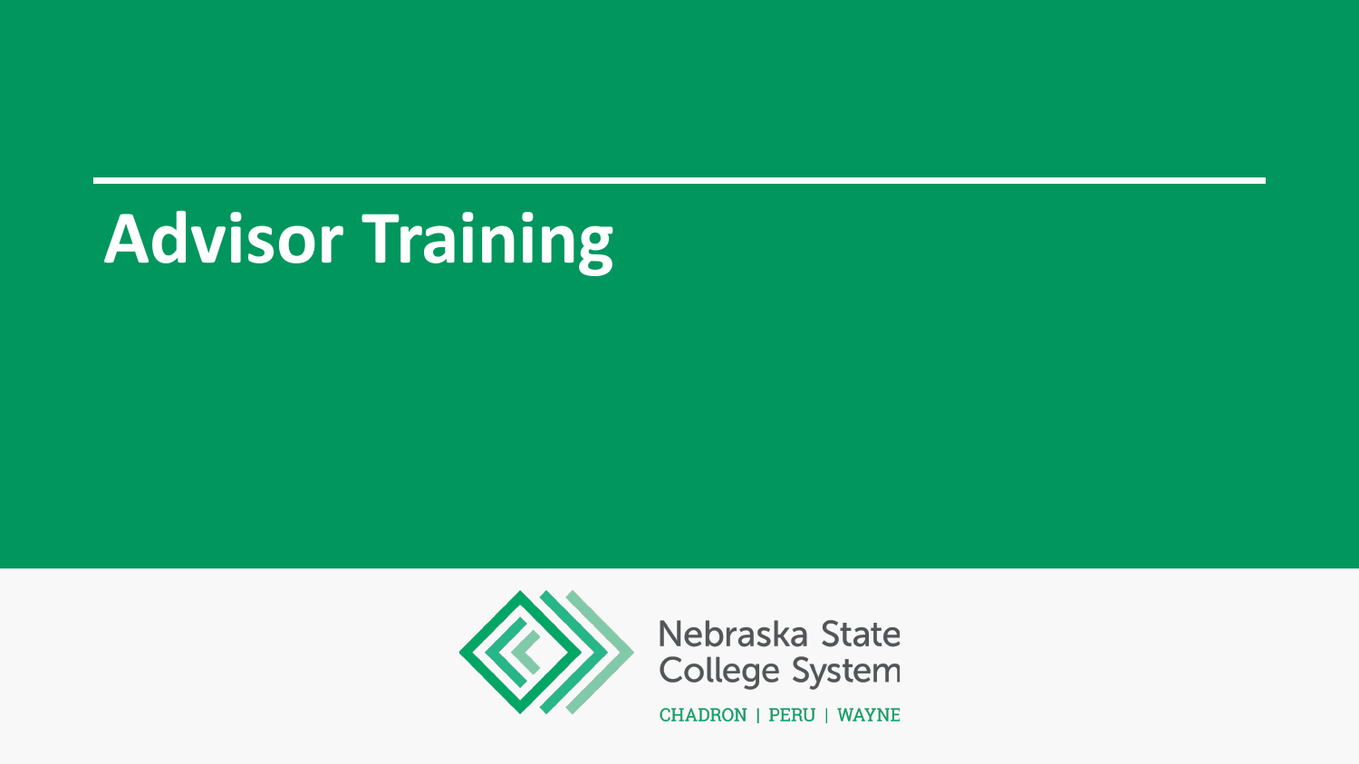# Advisor Training

Nebraska State College System

CHADRON | PERU | WAYNE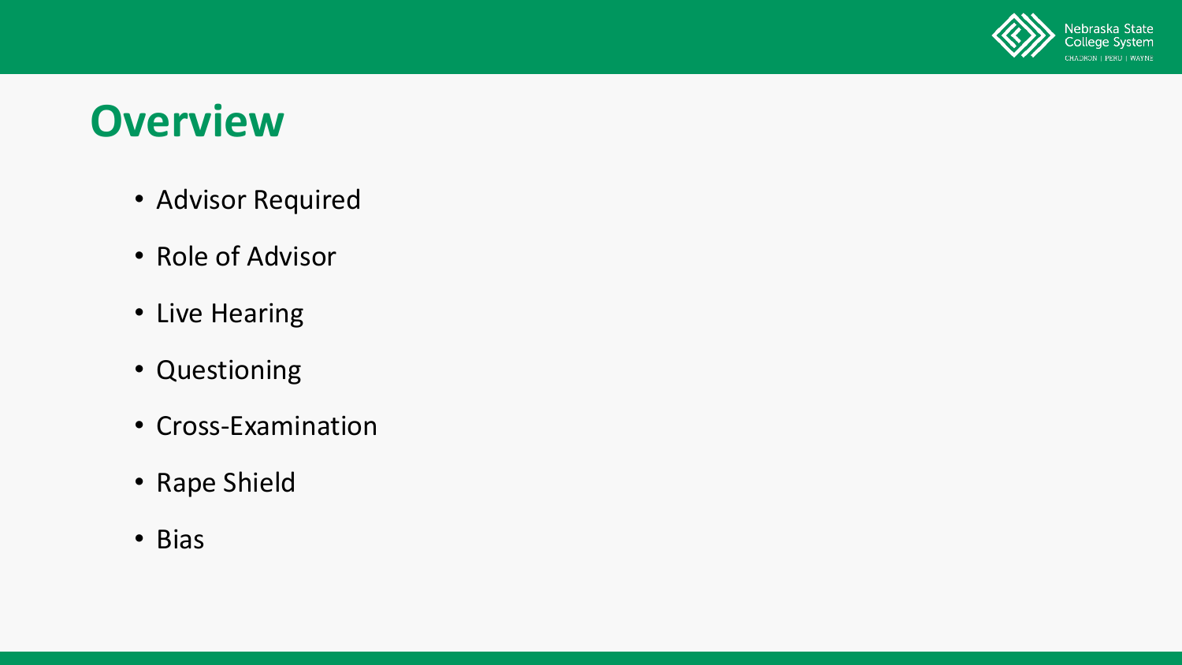# Overview

- Advisor Required
- Role of Advisor
- Live Hearing
- Questioning
- Cross-Examination
- Rape Shield
- Bias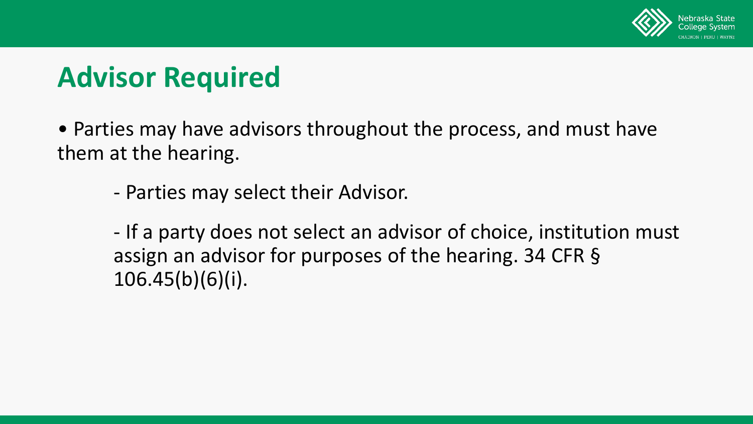# Advisor Required

- Parties may have advisors throughout the process, and must have them at the hearing.
  - Parties may select their Advisor.
  - If a party does not select an advisor of choice, institution must assign an advisor for purposes of the hearing. 34 CFR § 106.45(b)(6)(i).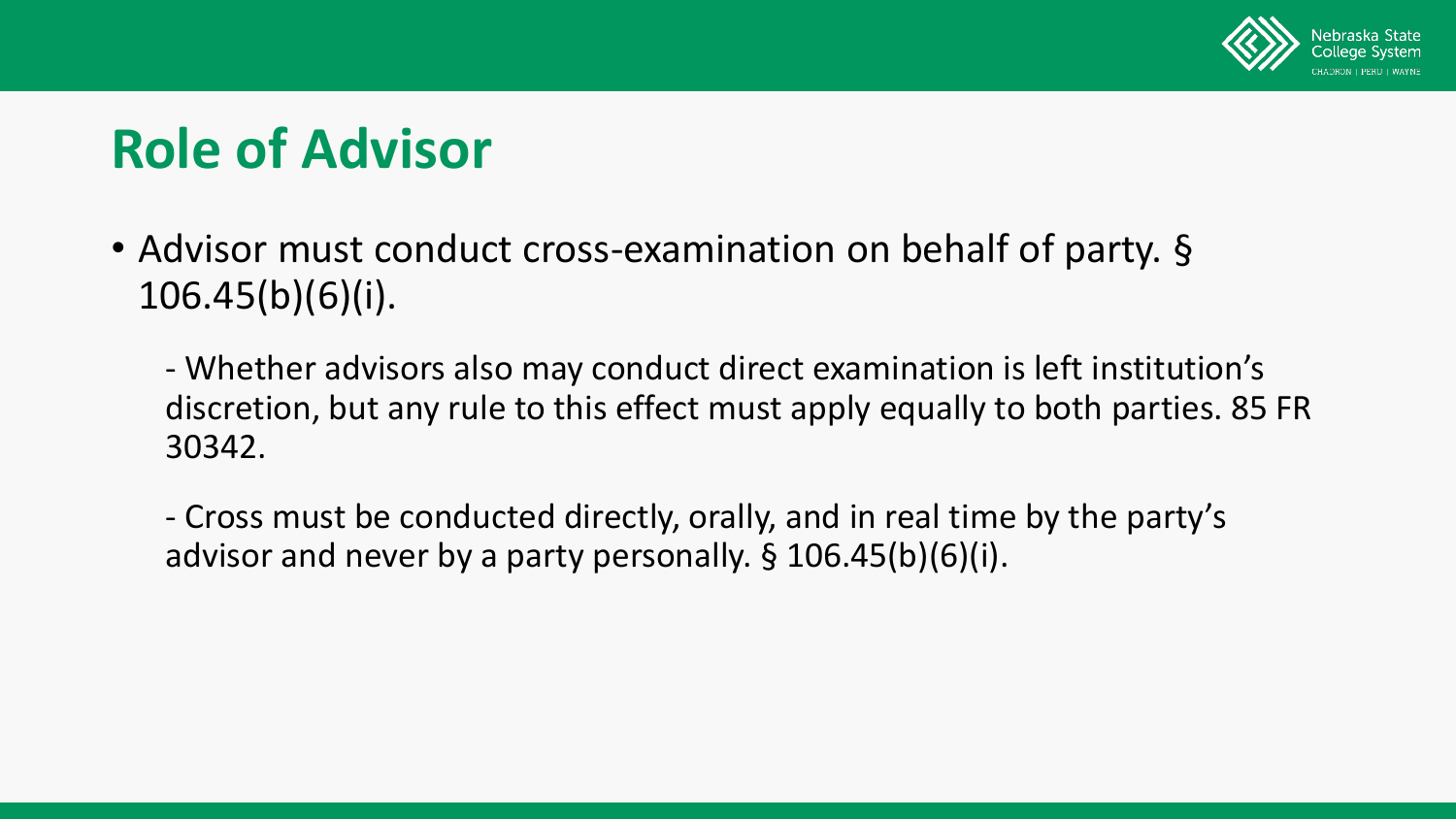# Role of Advisor

- Advisor must conduct cross-examination on behalf of party. § 106.45(b)(6)(i).

  - Whether advisors also may conduct direct examination is left institution's discretion, but any rule to this effect must apply equally to both parties. 85 FR 30342.

  - Cross must be conducted directly, orally, and in real time by the party's advisor and never by a party personally. § 106.45(b)(6)(i).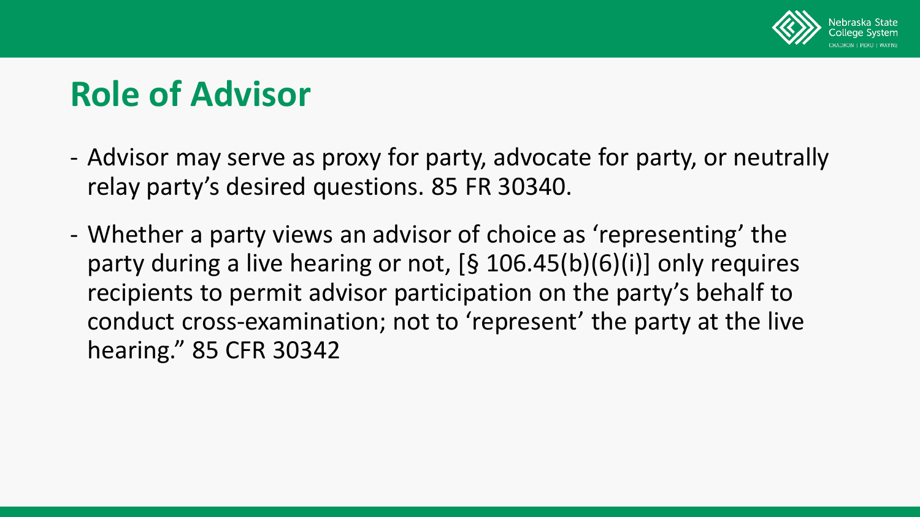# Role of Advisor

- Advisor may serve as proxy for party, advocate for party, or neutrally relay party's desired questions. 85 FR 30340.
- Whether a party views an advisor of choice as 'representing' the party during a live hearing or not, [§ 106.45(b)(6)(i)] only requires recipients to permit advisor participation on the party's behalf to conduct cross-examination; not to 'represent' the party at the live hearing." 85 CFR 30342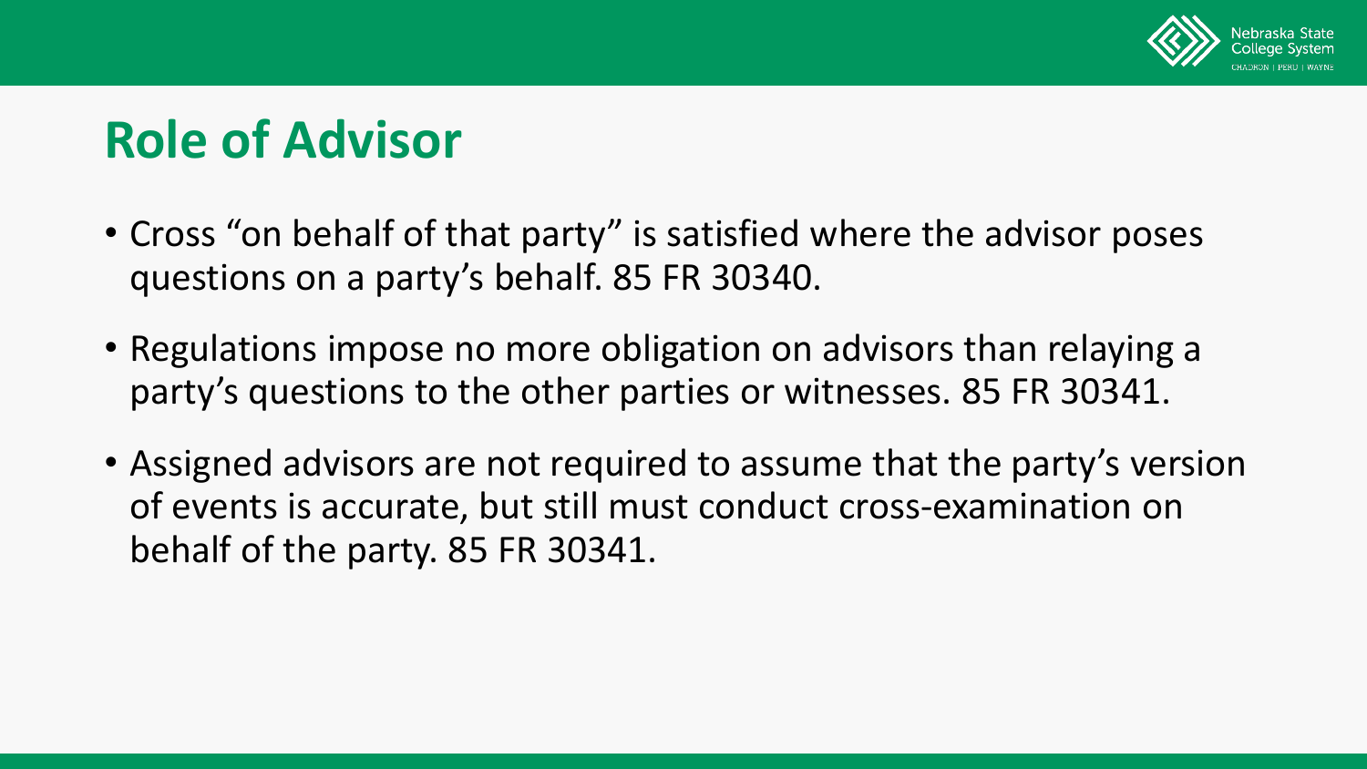## Role of Advisor

- Cross "on behalf of that party" is satisfied where the advisor poses questions on a party's behalf. 85 FR 30340.
- Regulations impose no more obligation on advisors than relaying a party's questions to the other parties or witnesses. 85 FR 30341.
- Assigned advisors are not required to assume that the party's version of events is accurate, but still must conduct cross-examination on behalf of the party. 85 FR 30341.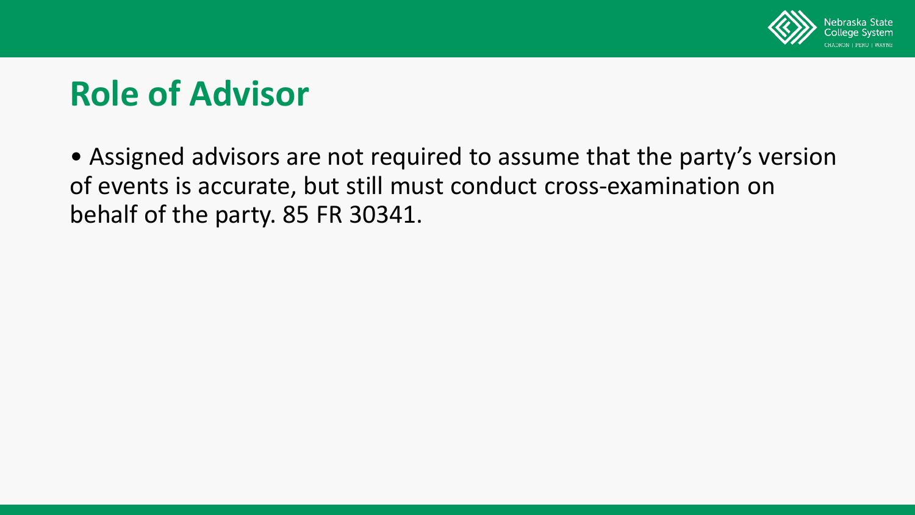# Role of Advisor

- Assigned advisors are not required to assume that the party's version of events is accurate, but still must conduct cross-examination on behalf of the party. 85 FR 30341.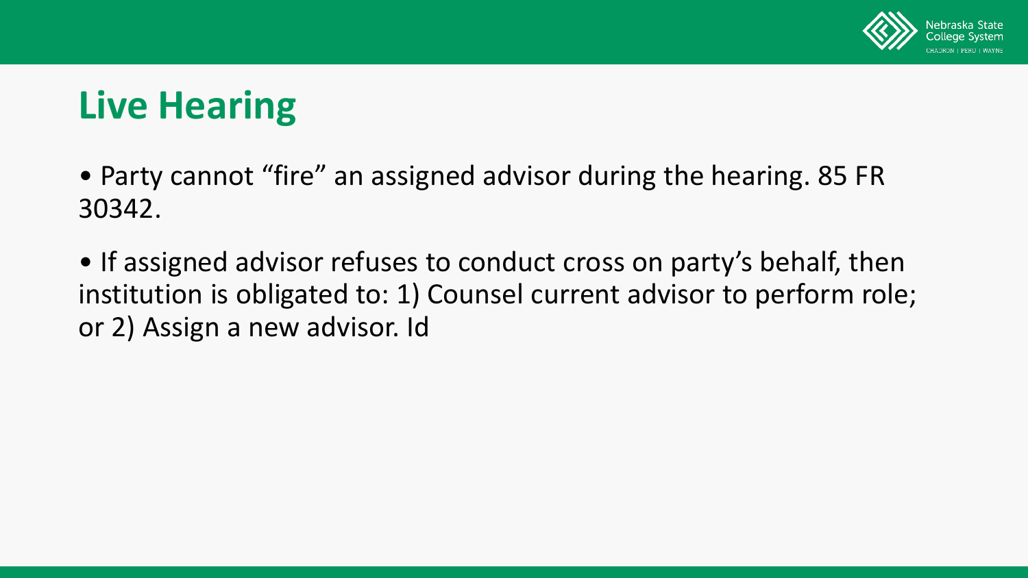# Live Hearing

- Party cannot "fire" an assigned advisor during the hearing. 85 FR 30342.
- If assigned advisor refuses to conduct cross on party's behalf, then institution is obligated to: 1) Counsel current advisor to perform role; or 2) Assign a new advisor. Id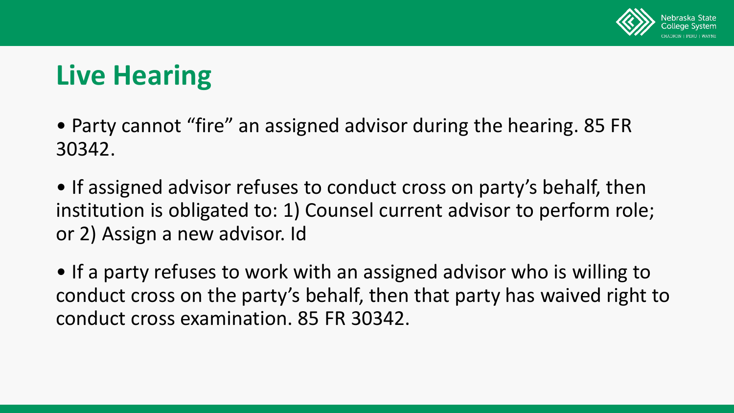# Live Hearing

- Party cannot “fire” an assigned advisor during the hearing. 85 FR 30342.
- If assigned advisor refuses to conduct cross on party’s behalf, then institution is obligated to: 1) Counsel current advisor to perform role; or 2) Assign a new advisor. Id
- If a party refuses to work with an assigned advisor who is willing to conduct cross on the party’s behalf, then that party has waived right to conduct cross examination. 85 FR 30342.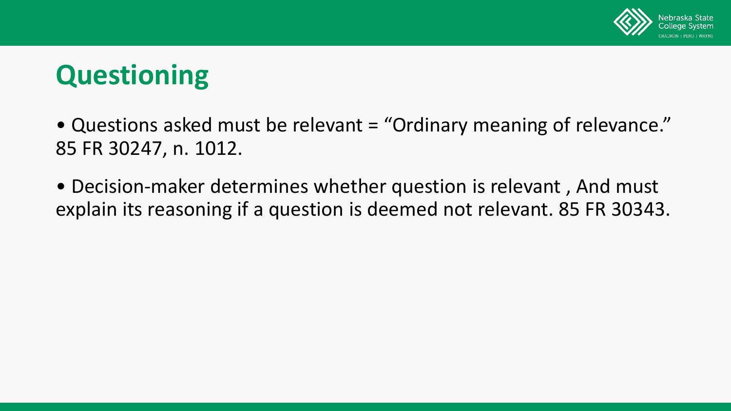# Questioning

- Questions asked must be relevant = "Ordinary meaning of relevance." 85 FR 30247, n. 1012.
- Decision-maker determines whether question is relevant , And must explain its reasoning if a question is deemed not relevant. 85 FR 30343.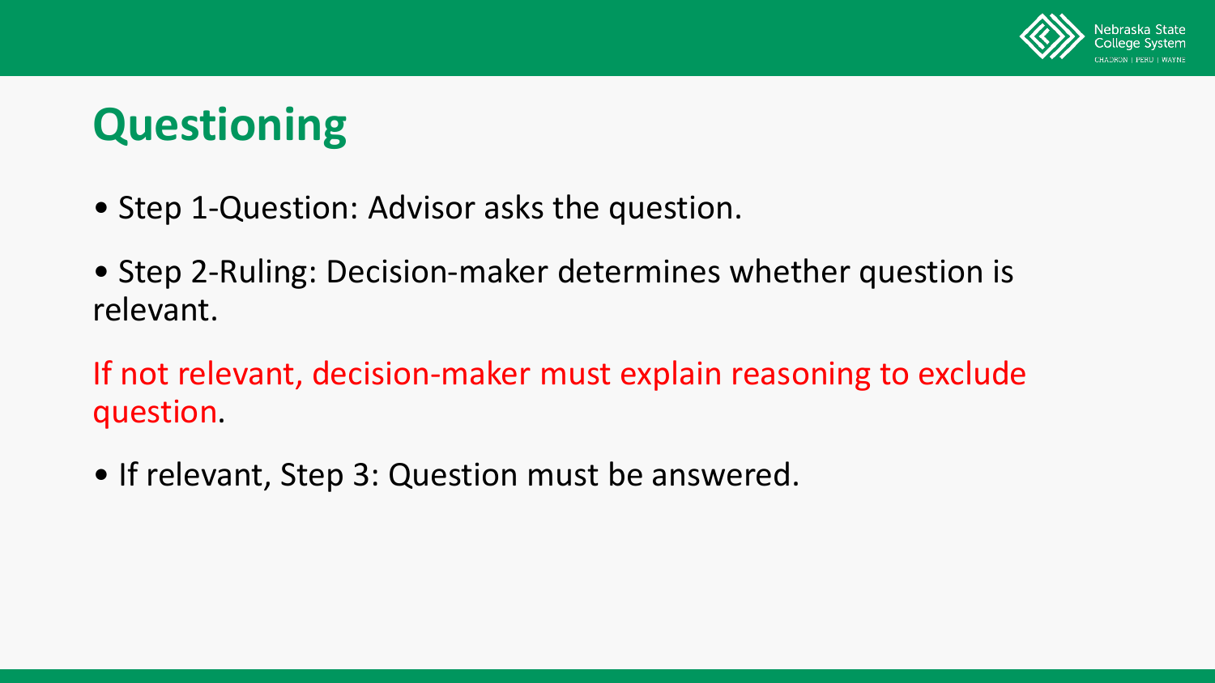# Questioning

- Step 1-Question: Advisor asks the question.
- Step 2-Ruling: Decision-maker determines whether question is relevant.

If not relevant, decision-maker must explain reasoning to exclude question.

- If relevant, Step 3: Question must be answered.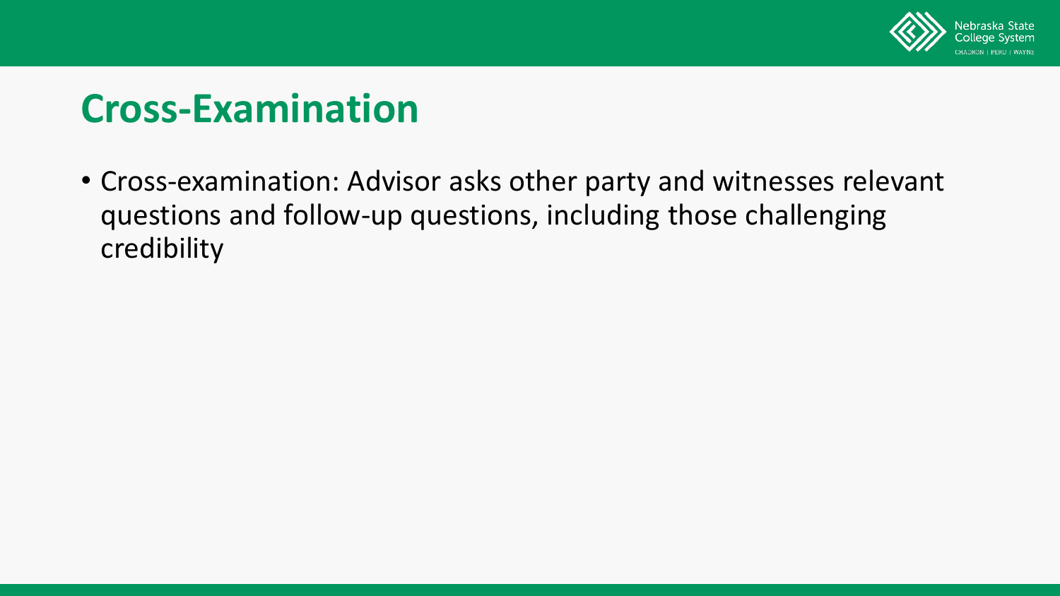# Cross-Examination

- Cross-examination: Advisor asks other party and witnesses relevant questions and follow-up questions, including those challenging credibility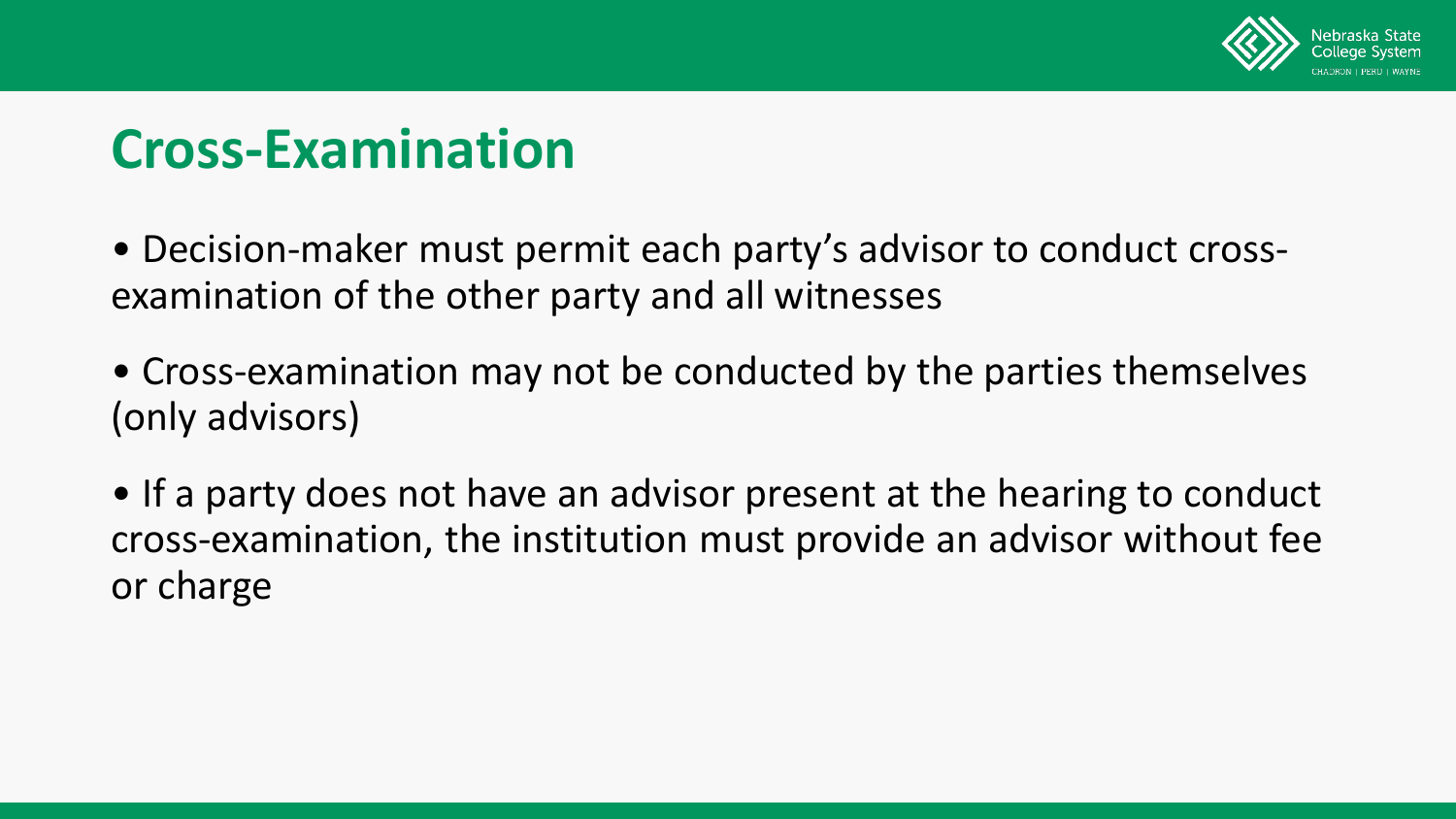# Cross-Examination

- Decision-maker must permit each party's advisor to conduct cross-examination of the other party and all witnesses
- Cross-examination may not be conducted by the parties themselves (only advisors)
- If a party does not have an advisor present at the hearing to conduct cross-examination, the institution must provide an advisor without fee or charge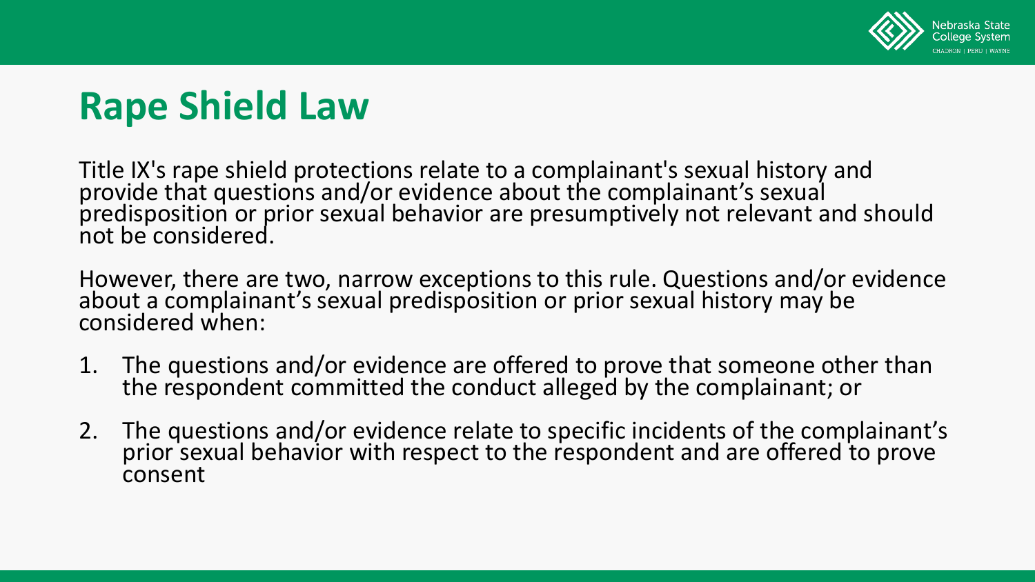# Rape Shield Law

Title IX's rape shield protections relate to a complainant's sexual history and provide that questions and/or evidence about the complainant's sexual predisposition or prior sexual behavior are presumptively not relevant and should not be considered.

However, there are two, narrow exceptions to this rule. Questions and/or evidence about a complainant's sexual predisposition or prior sexual history may be considered when:

1. The questions and/or evidence are offered to prove that someone other than the respondent committed the conduct alleged by the complainant; or
2. The questions and/or evidence relate to specific incidents of the complainant's prior sexual behavior with respect to the respondent and are offered to prove consent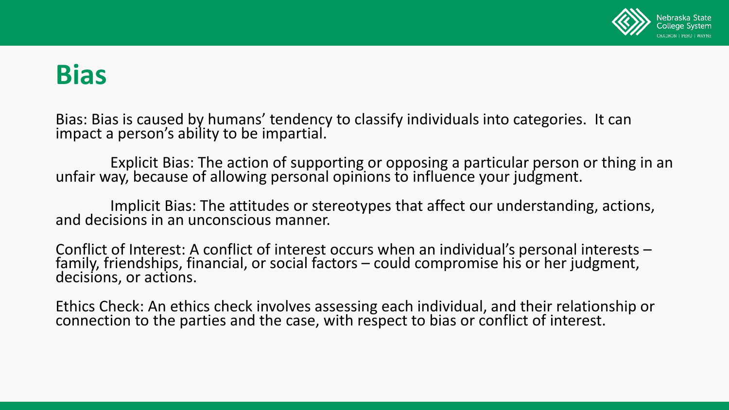# Bias

Bias: Bias is caused by humans' tendency to classify individuals into categories. It can impact a person's ability to be impartial.

Explicit Bias: The action of supporting or opposing a particular person or thing in an unfair way, because of allowing personal opinions to influence your judgment.

Implicit Bias: The attitudes or stereotypes that affect our understanding, actions, and decisions in an unconscious manner.

Conflict of Interest: A conflict of interest occurs when an individual's personal interests – family, friendships, financial, or social factors – could compromise his or her judgment, decisions, or actions.

Ethics Check: An ethics check involves assessing each individual, and their relationship or connection to the parties and the case, with respect to bias or conflict of interest.